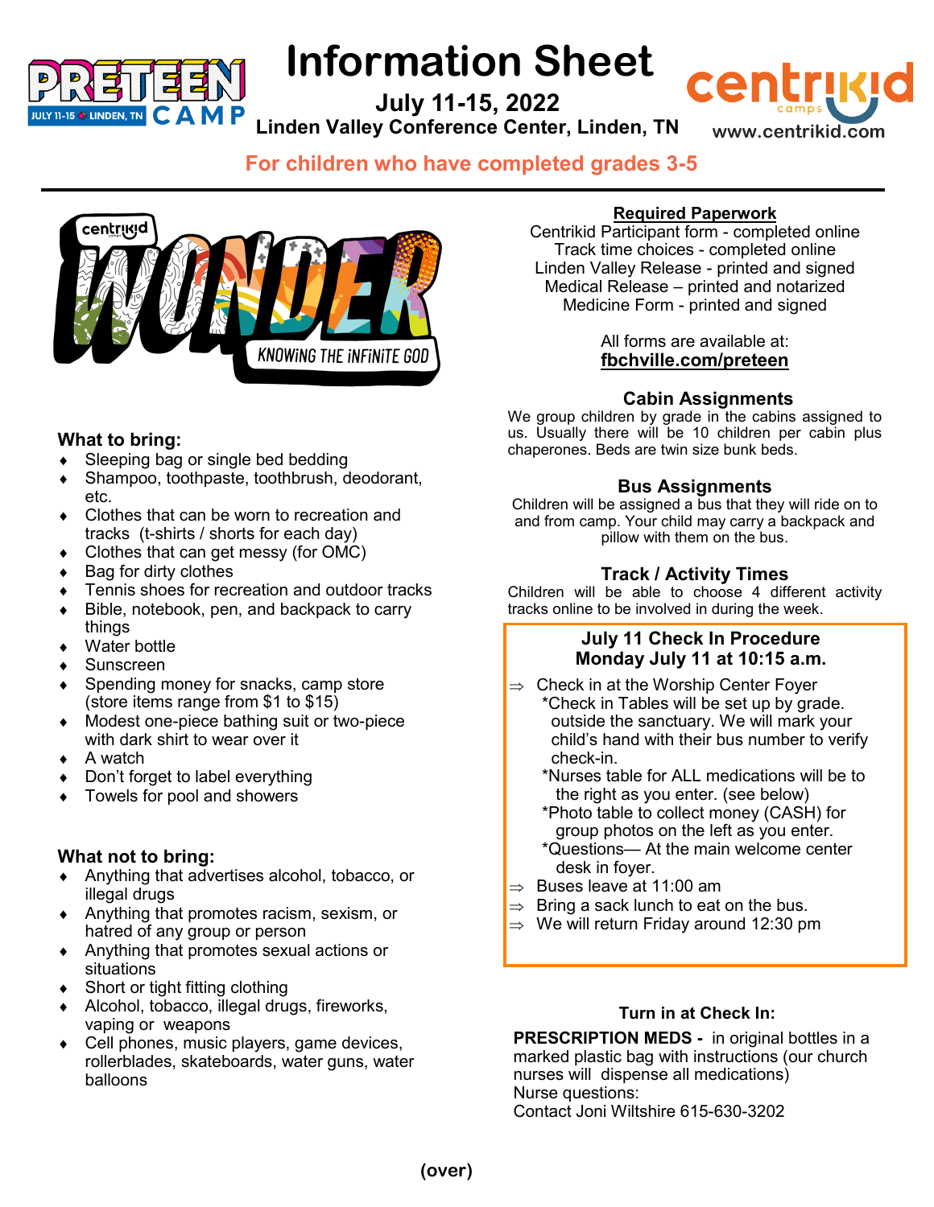# Information Sheet

**July 11-15, 2022**

**Linden Valley Conference Center, Linden, TN**

www.centrikid.com

**For children who have completed grades 3-5**

---

### What to bring:

- Sleeping bag or single bed bedding
- Shampoo, toothpaste, toothbrush, deodorant, etc.
- Clothes that can be worn to recreation and tracks (t-shirts / shorts for each day)
- Clothes that can get messy (for OMC)
- Bag for dirty clothes
- Tennis shoes for recreation and outdoor tracks
- Bible, notebook, pen, and backpack to carry things
- Water bottle
- Sunscreen
- Spending money for snacks, camp store (store items range from $1 to $15)
- Modest one-piece bathing suit or two-piece with dark shirt to wear over it
- A watch
- Don't forget to label everything
- Towels for pool and showers

### What not to bring:

- Anything that advertises alcohol, tobacco, or illegal drugs
- Anything that promotes racism, sexism, or hatred of any group or person
- Anything that promotes sexual actions or situations
- Short or tight fitting clothing
- Alcohol, tobacco, illegal drugs, fireworks, vaping or weapons
- Cell phones, music players, game devices, rollerblades, skateboards, water guns, water balloons

### Required Paperwork

Centrikid Participant form - completed online
Track time choices - completed online
Linden Valley Release - printed and signed
Medical Release – printed and notarized
Medicine Form - printed and signed

All forms are available at:
**fbchville.com/preteen**

### Cabin Assignments

We group children by grade in the cabins assigned to us. Usually there will be 10 children per cabin plus chaperones. Beds are twin size bunk beds.

### Bus Assignments

Children will be assigned a bus that they will ride on to and from camp. Your child may carry a backpack and pillow with them on the bus.

### Track / Activity Times

Children will be able to choose 4 different activity tracks online to be involved in during the week.

### July 11 Check In Procedure
### Monday July 11 at 10:15 a.m.

⇒ Check in at the Worship Center Foyer
 *Check in Tables will be set up by grade. outside the sanctuary. We will mark your child's hand with their bus number to verify check-in.
 *Nurses table for ALL medications will be to the right as you enter. (see below)
 *Photo table to collect money (CASH) for group photos on the left as you enter.
 *Questions— At the main welcome center desk in foyer.

⇒ Buses leave at 11:00 am

⇒ Bring a sack lunch to eat on the bus.

⇒ We will return Friday around 12:30 pm

### Turn in at Check In:

**PRESCRIPTION MEDS -** in original bottles in a marked plastic bag with instructions (our church nurses will dispense all medications)
Nurse questions:
Contact Joni Wiltshire 615-630-3202

**(over)**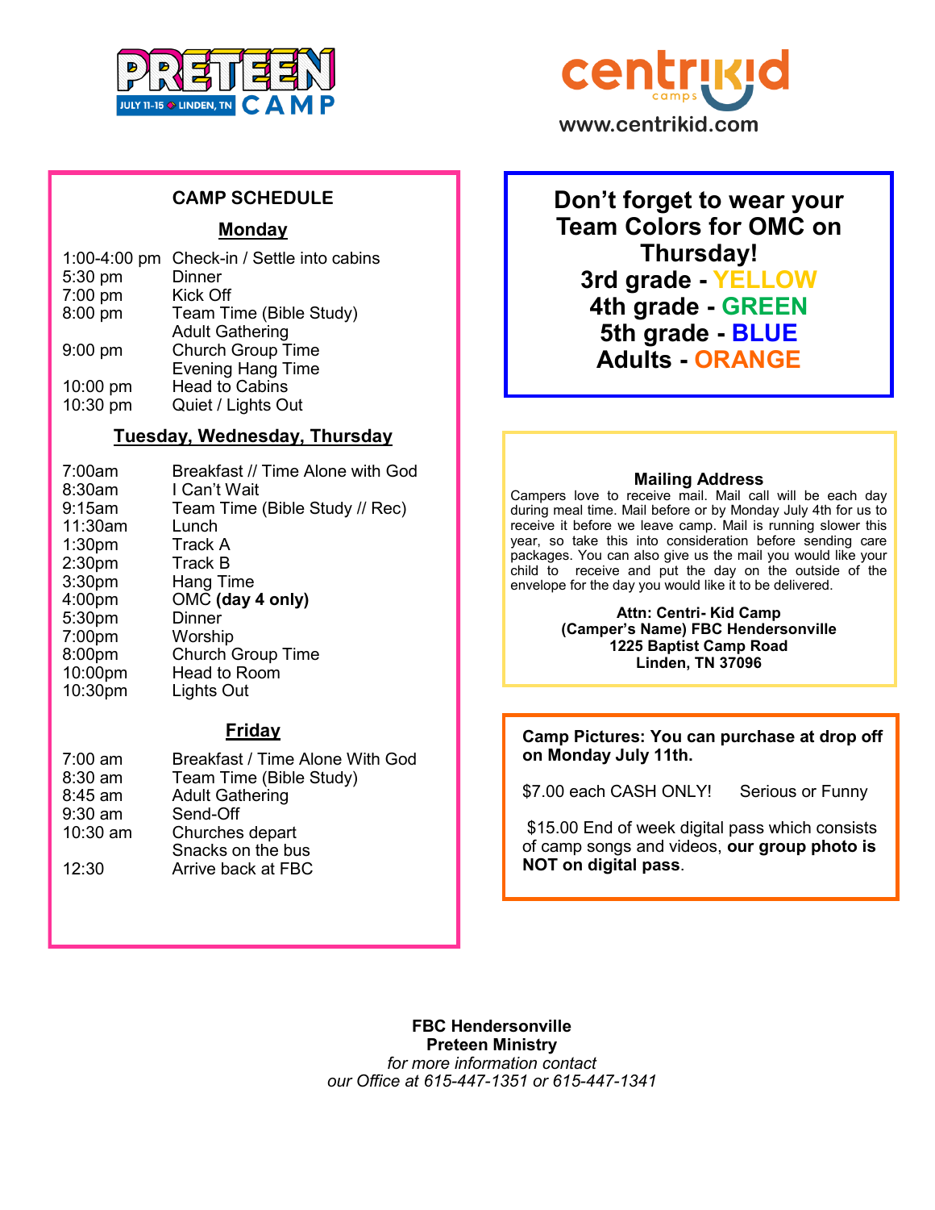PRETEEN CAMP

JULY 11-15 ◆ LINDEN, TN

centrikid camps

www.centrikid.com

## CAMP SCHEDULE

### Monday

| | |
|---|---|
| 1:00-4:00 pm | Check-in / Settle into cabins |
| 5:30 pm | Dinner |
| 7:00 pm | Kick Off |
| 8:00 pm | Team Time (Bible Study)<br>Adult Gathering |
| 9:00 pm | Church Group Time<br>Evening Hang Time |
| 10:00 pm | Head to Cabins |
| 10:30 pm | Quiet / Lights Out |

### Tuesday, Wednesday, Thursday

| | |
|---|---|
| 7:00am | Breakfast // Time Alone with God |
| 8:30am | I Can't Wait |
| 9:15am | Team Time (Bible Study // Rec) |
| 11:30am | Lunch |
| 1:30pm | Track A |
| 2:30pm | Track B |
| 3:30pm | Hang Time |
| 4:00pm | OMC **(day 4 only)** |
| 5:30pm | Dinner |
| 7:00pm | Worship |
| 8:00pm | Church Group Time |
| 10:00pm | Head to Room |
| 10:30pm | Lights Out |

### Friday

| | |
|---|---|
| 7:00 am | Breakfast / Time Alone With God |
| 8:30 am | Team Time (Bible Study) |
| 8:45 am | Adult Gathering |
| 9:30 am | Send-Off |
| 10:30 am | Churches depart<br>Snacks on the bus |
| 12:30 | Arrive back at FBC |

**Don't forget to wear your Team Colors for OMC on Thursday!**
**3rd grade - YELLOW**
**4th grade - GREEN**
**5th grade - BLUE**
**Adults - ORANGE**

**Mailing Address**

Campers love to receive mail. Mail call will be each day during meal time. Mail before or by Monday July 4th for us to receive it before we leave camp. Mail is running slower this year, so take this into consideration before sending care packages. You can also give us the mail you would like your child to receive and put the day on the outside of the envelope for the day you would like it to be delivered.

**Attn: Centri- Kid Camp**
**(Camper's Name) FBC Hendersonville**
**1225 Baptist Camp Road**
**Linden, TN 37096**

**Camp Pictures: You can purchase at drop off on Monday July 11th.**

$7.00 each CASH ONLY! Serious or Funny

$15.00 End of week digital pass which consists of camp songs and videos, **our group photo is NOT on digital pass**.

**FBC Hendersonville**
**Preteen Ministry**
*for more information contact*
*our Office at 615-447-1351 or 615-447-1341*